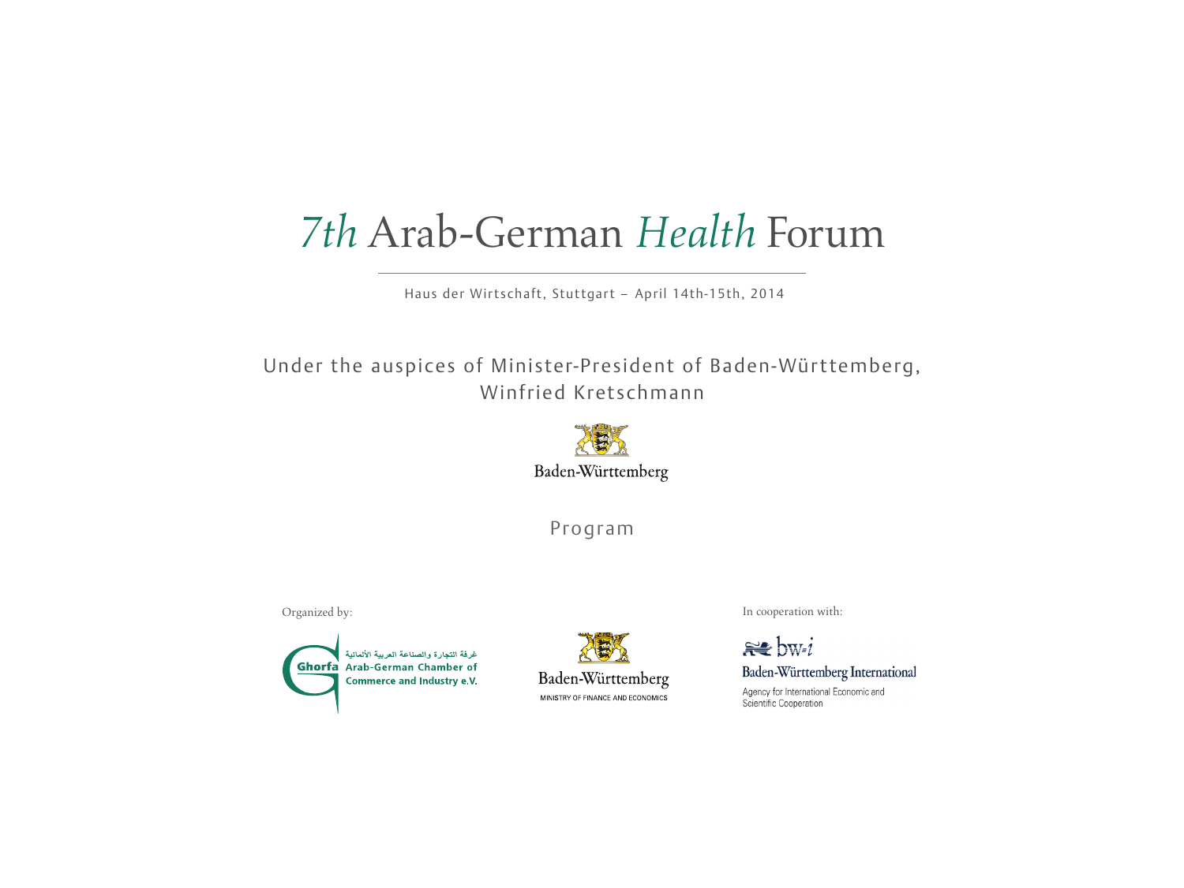# *7th* Arab-German *Health* Forum

Haus der Wirtschaft, Stuttgart – April 14th-15th, 2014

Under the auspices of Minister-President of Baden-Württemberg, Winfried Kretschmann

Baden-Württemberg

Program

Organized by:

غرفة التجارة والصناعة العربية الألمانية
Ghorfa Arab-German Chamber of Commerce and Industry e.V.

Baden-Württemberg
MINISTRY OF FINANCE AND ECONOMICS

In cooperation with:

bw-i
Baden-Württemberg International
Agency for International Economic and Scientific Cooperation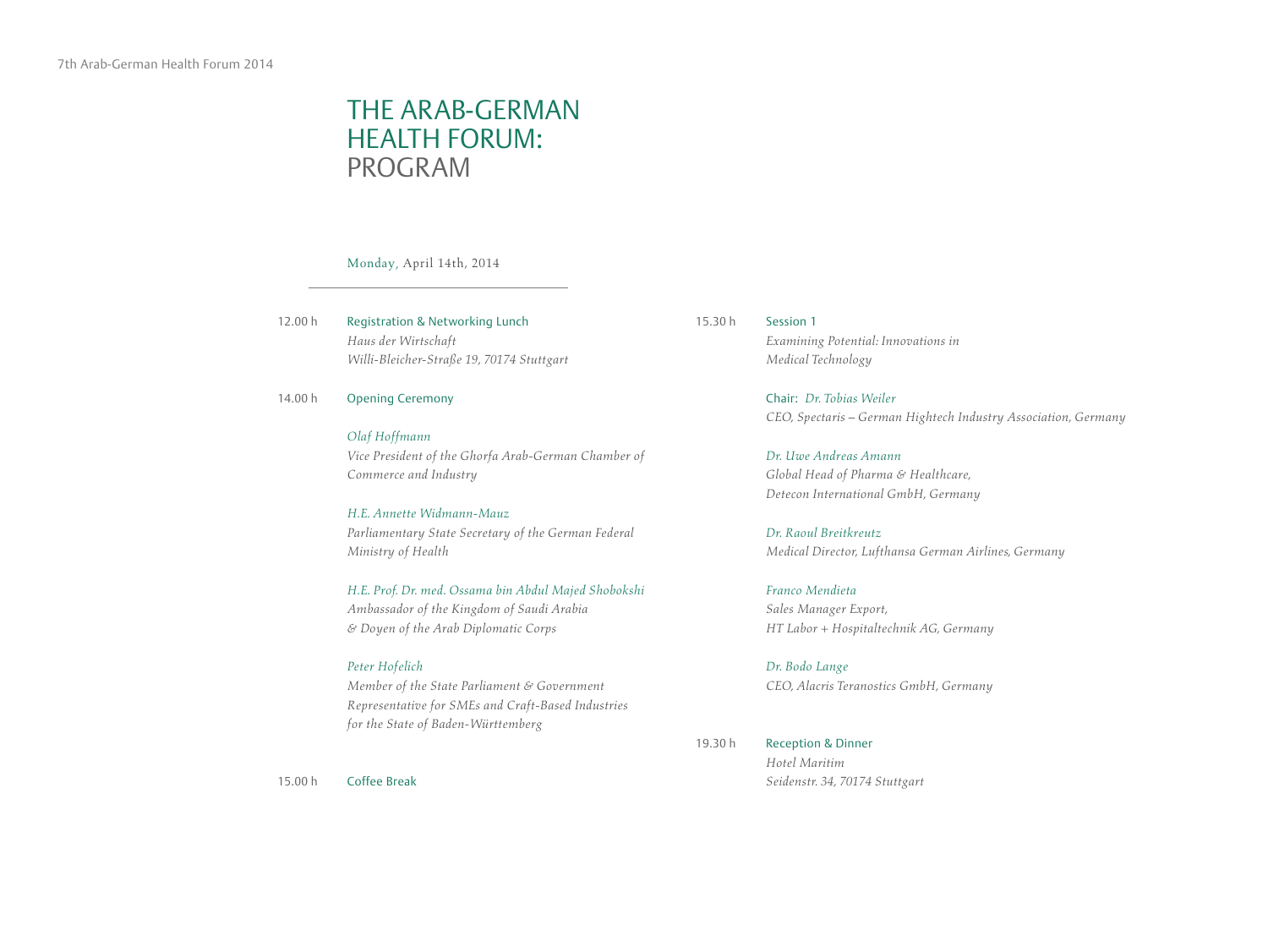# THE ARAB-GERMAN HEALTH FORUM: PROGRAM

Monday, April 14th, 2014

---

**12.00 h** Registration & Networking Lunch
*Haus der Wirtschaft*
*Willi-Bleicher-Straße 19, 70174 Stuttgart*

**14.00 h** Opening Ceremony

*Olaf Hoffmann*
*Vice President of the Ghorfa Arab-German Chamber of Commerce and Industry*

*H.E. Annette Widmann-Mauz*
*Parliamentary State Secretary of the German Federal Ministry of Health*

*H.E. Prof. Dr. med. Ossama bin Abdul Majed Shobokshi*
*Ambassador of the Kingdom of Saudi Arabia & Doyen of the Arab Diplomatic Corps*

*Peter Hofelich*
*Member of the State Parliament & Government Representative for SMEs and Craft-Based Industries for the State of Baden-Württemberg*

**15.00 h** Coffee Break

**15.30 h** Session 1
*Examining Potential: Innovations in Medical Technology*

Chair: *Dr. Tobias Weiler*
*CEO, Spectaris – German Hightech Industry Association, Germany*

*Dr. Uwe Andreas Amann*
*Global Head of Pharma & Healthcare, Detecon International GmbH, Germany*

*Dr. Raoul Breitkreutz*
*Medical Director, Lufthansa German Airlines, Germany*

*Franco Mendieta*
*Sales Manager Export, HT Labor + Hospitaltechnik AG, Germany*

*Dr. Bodo Lange*
*CEO, Alacris Teranostics GmbH, Germany*

**19.30 h** Reception & Dinner
*Hotel Maritim*
*Seidenstr. 34, 70174 Stuttgart*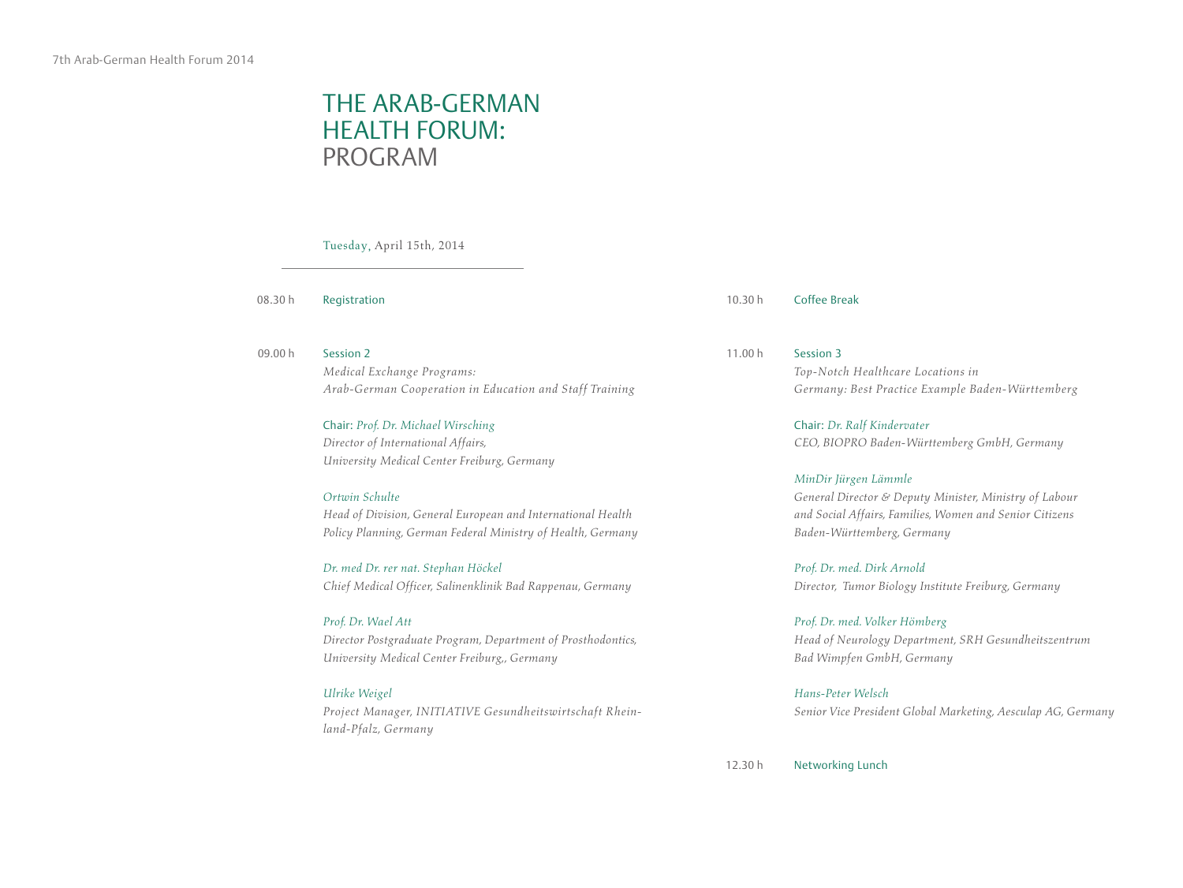# THE ARAB-GERMAN HEALTH FORUM: PROGRAM

Tuesday, April 15th, 2014

---

08.30 h Registration

09.00 h Session 2

*Medical Exchange Programs: Arab-German Cooperation in Education and Staff Training*

Chair: *Prof. Dr. Michael Wirsching*
*Director of International Affairs, University Medical Center Freiburg, Germany*

*Ortwin Schulte*
*Head of Division, General European and International Health Policy Planning, German Federal Ministry of Health, Germany*

*Dr. med Dr. rer nat. Stephan Höckel*
*Chief Medical Officer, Salinenklinik Bad Rappenau, Germany*

*Prof. Dr. Wael Att*
*Director Postgraduate Program, Department of Prosthodontics, University Medical Center Freiburg,, Germany*

*Ulrike Weigel*
*Project Manager, INITIATIVE Gesundheitswirtschaft Rheinland-Pfalz, Germany*

10.30 h Coffee Break

11.00 h Session 3

*Top-Notch Healthcare Locations in Germany: Best Practice Example Baden-Württemberg*

Chair: *Dr. Ralf Kindervater*
*CEO, BIOPRO Baden-Württemberg GmbH, Germany*

*MinDir Jürgen Lämmle*
*General Director & Deputy Minister, Ministry of Labour and Social Affairs, Families, Women and Senior Citizens Baden-Württemberg, Germany*

*Prof. Dr. med. Dirk Arnold*
*Director, Tumor Biology Institute Freiburg, Germany*

*Prof. Dr. med. Volker Hömberg*
*Head of Neurology Department, SRH Gesundheitszentrum Bad Wimpfen GmbH, Germany*

*Hans-Peter Welsch*
*Senior Vice President Global Marketing, Aesculap AG, Germany*

12.30 h Networking Lunch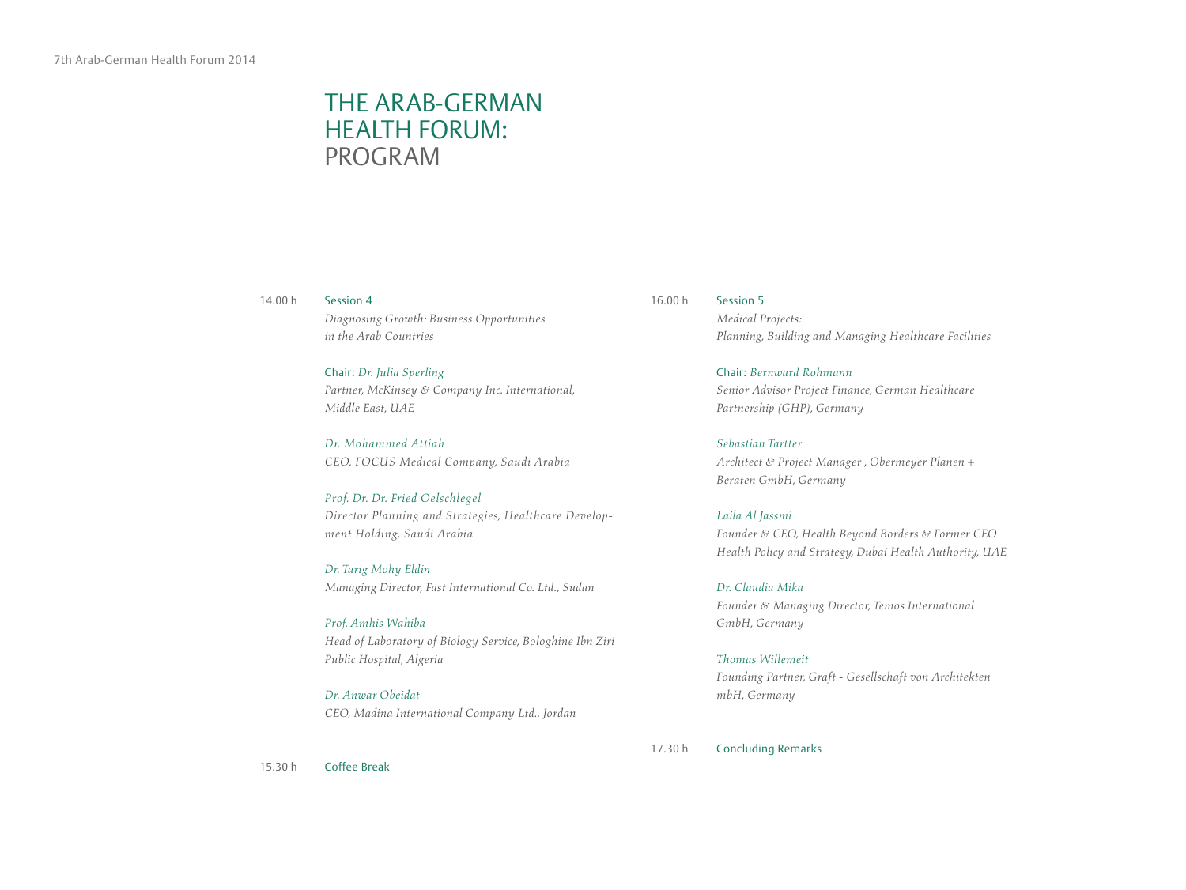# THE ARAB-GERMAN HEALTH FORUM: PROGRAM

14.00 h **Session 4**

*Diagnosing Growth: Business Opportunities in the Arab Countries*

Chair: *Dr. Julia Sperling*
*Partner, McKinsey & Company Inc. International, Middle East, UAE*

*Dr. Mohammed Attiah*
*CEO, FOCUS Medical Company, Saudi Arabia*

*Prof. Dr. Dr. Fried Oelschlegel*
*Director Planning and Strategies, Healthcare Development Holding, Saudi Arabia*

*Dr. Tarig Mohy Eldin*
*Managing Director, Fast International Co. Ltd., Sudan*

*Prof. Amhis Wahiba*
*Head of Laboratory of Biology Service, Bologhine Ibn Ziri Public Hospital, Algeria*

*Dr. Anwar Obeidat*
*CEO, Madina International Company Ltd., Jordan*

15.30 h **Coffee Break**

16.00 h **Session 5**

*Medical Projects: Planning, Building and Managing Healthcare Facilities*

Chair: *Bernward Rohmann*
*Senior Advisor Project Finance, German Healthcare Partnership (GHP), Germany*

*Sebastian Tartter*
*Architect & Project Manager , Obermeyer Planen + Beraten GmbH, Germany*

*Laila Al Jassmi*
*Founder & CEO, Health Beyond Borders & Former CEO Health Policy and Strategy, Dubai Health Authority, UAE*

*Dr. Claudia Mika*
*Founder & Managing Director, Temos International GmbH, Germany*

*Thomas Willemeit*
*Founding Partner, Graft - Gesellschaft von Architekten mbH, Germany*

17.30 h **Concluding Remarks**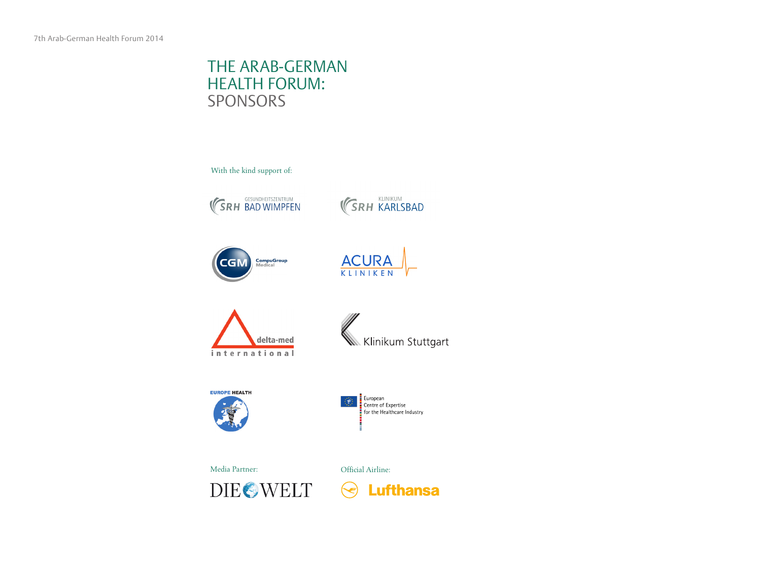# THE ARAB-GERMAN HEALTH FORUM: SPONSORS

With the kind support of:

SRH GESUNDHEITSZENTRUM BAD WIMPFEN

SRH KLINIKUM KARLSBAD

CGM CompuGroup Medical

ACURA KLINIKEN

delta-med international

Klinikum Stuttgart

EUROPE HEALTH

European Centre of Expertise for the Healthcare Industry

Media Partner:

DIE WELT

Official Airline:

Lufthansa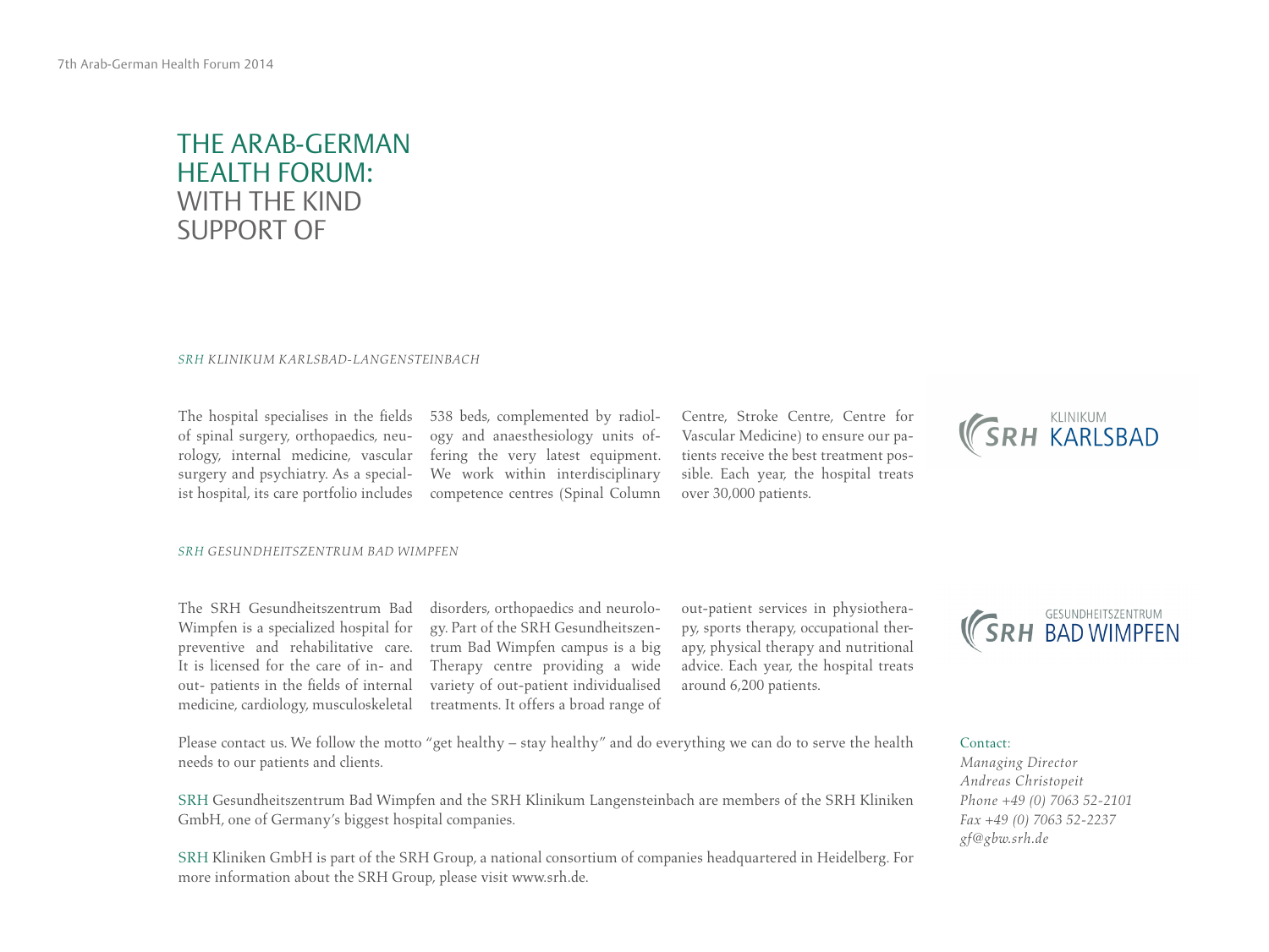# THE ARAB-GERMAN HEALTH FORUM: WITH THE KIND SUPPORT OF

*SRH KLINIKUM KARLSBAD-LANGENSTEINBACH*

The hospital specialises in the fields of spinal surgery, orthopaedics, neurology, internal medicine, vascular surgery and psychiatry. As a specialist hospital, its care portfolio includes 538 beds, complemented by radiology and anaesthesiology units offering the very latest equipment. We work within interdisciplinary competence centres (Spinal Column Centre, Stroke Centre, Centre for Vascular Medicine) to ensure our patients receive the best treatment possible. Each year, the hospital treats over 30,000 patients.

SRH KLINIKUM KARLSBAD

*SRH GESUNDHEITSZENTRUM BAD WIMPFEN*

The SRH Gesundheitszentrum Bad Wimpfen is a specialized hospital for preventive and rehabilitative care. It is licensed for the care of in- and out- patients in the fields of internal medicine, cardiology, musculoskeletal disorders, orthopaedics and neurology. Part of the SRH Gesundheitszentrum Bad Wimpfen campus is a big Therapy centre providing a wide variety of out-patient individualised treatments. It offers a broad range of out-patient services in physiotherapy, sports therapy, occupational therapy, physical therapy and nutritional advice. Each year, the hospital treats around 6,200 patients.

SRH GESUNDHEITSZENTRUM BAD WIMPFEN

Please contact us. We follow the motto "get healthy – stay healthy" and do everything we can do to serve the health needs to our patients and clients.

SRH Gesundheitszentrum Bad Wimpfen and the SRH Klinikum Langensteinbach are members of the SRH Kliniken GmbH, one of Germany's biggest hospital companies.

SRH Kliniken GmbH is part of the SRH Group, a national consortium of companies headquartered in Heidelberg. For more information about the SRH Group, please visit www.srh.de.

Contact:
*Managing Director*
*Andreas Christopeit*
*Phone +49 (0) 7063 52-2101*
*Fax +49 (0) 7063 52-2237*
*gf@gbw.srh.de*